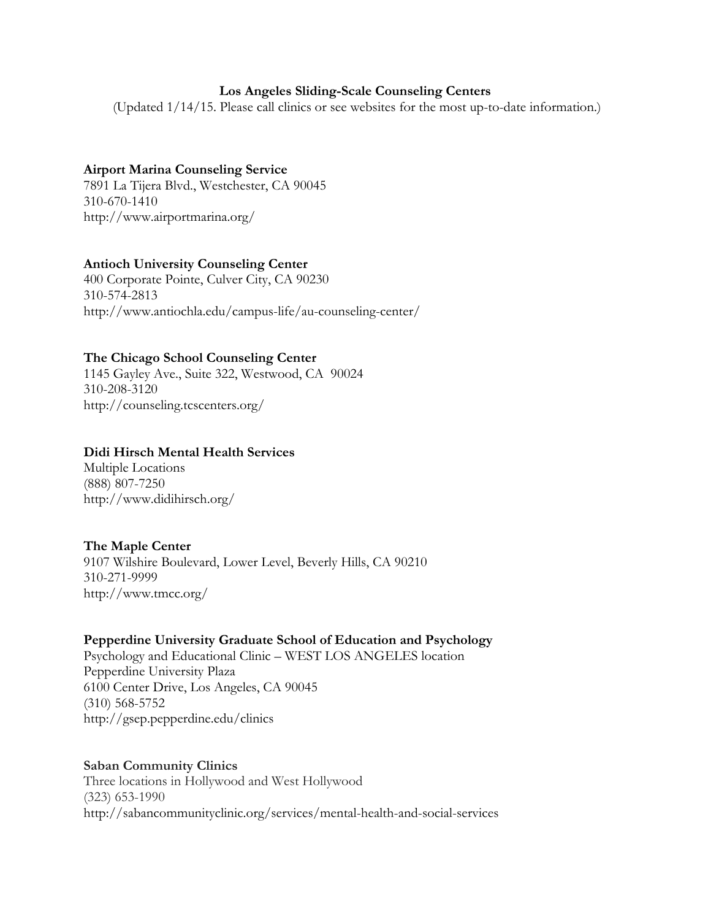# Los Angeles Sliding-Scale Counseling Centers

(Updated 1/14/15. Please call clinics or see websites for the most up-to-date information.)

**Airport Marina Counseling Service**
7891 La Tijera Blvd., Westchester, CA 90045
310-670-1410
http://www.airportmarina.org/

**Antioch University Counseling Center**
400 Corporate Pointe, Culver City, CA 90230
310-574-2813
http://www.antiochla.edu/campus-life/au-counseling-center/

**The Chicago School Counseling Center**
1145 Gayley Ave., Suite 322, Westwood, CA 90024
310-208-3120
http://counseling.tcscenters.org/

**Didi Hirsch Mental Health Services**
Multiple Locations
(888) 807-7250
http://www.didihirsch.org/

**The Maple Center**
9107 Wilshire Boulevard, Lower Level, Beverly Hills, CA 90210
310-271-9999
http://www.tmcc.org/

**Pepperdine University Graduate School of Education and Psychology**
Psychology and Educational Clinic – WEST LOS ANGELES location
Pepperdine University Plaza
6100 Center Drive, Los Angeles, CA 90045
(310) 568-5752
http://gsep.pepperdine.edu/clinics

**Saban Community Clinics**
Three locations in Hollywood and West Hollywood
(323) 653-1990
http://sabancommunityclinic.org/services/mental-health-and-social-services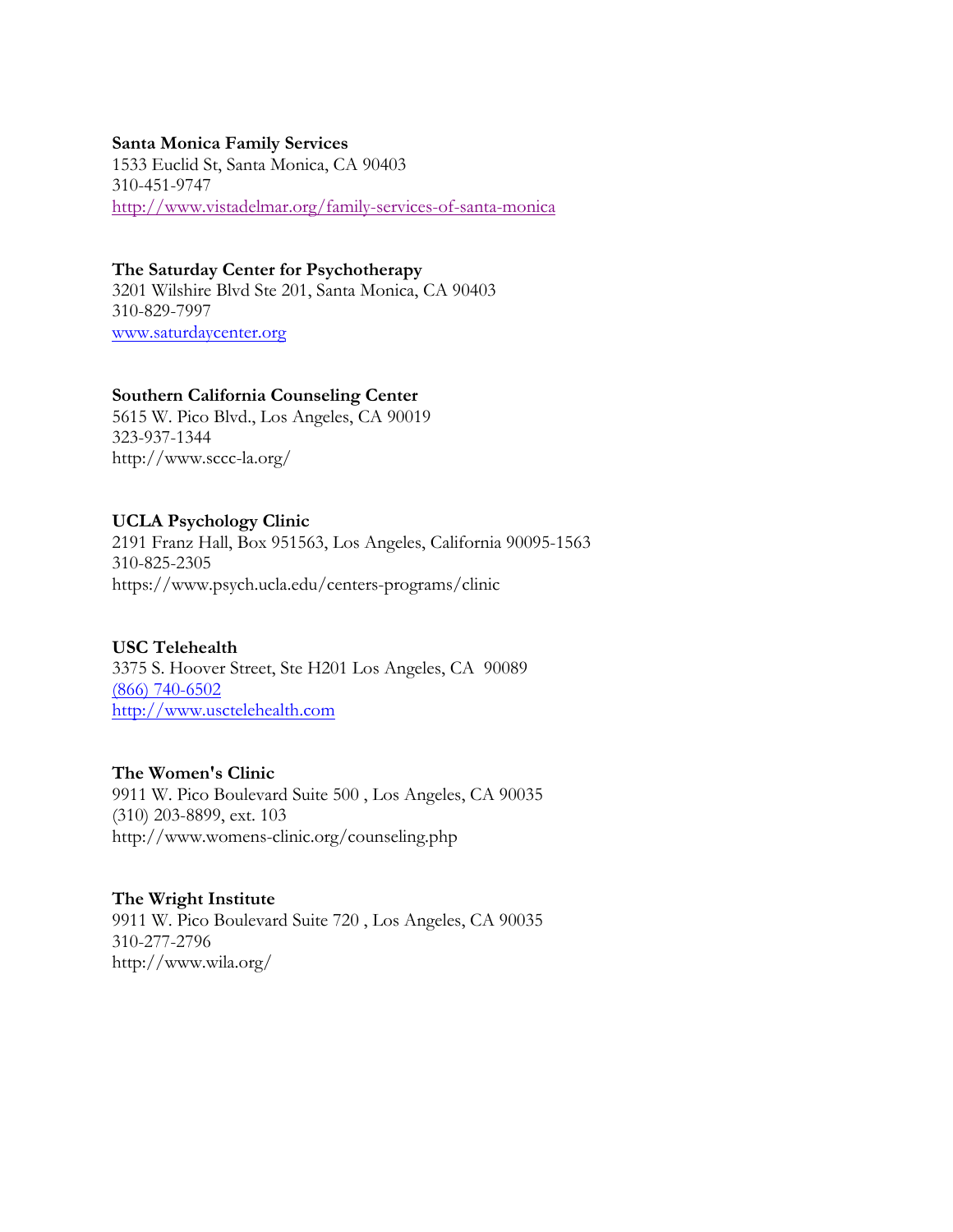**Santa Monica Family Services**
1533 Euclid St, Santa Monica, CA 90403
310-451-9747
http://www.vistadelmar.org/family-services-of-santa-monica

**The Saturday Center for Psychotherapy**
3201 Wilshire Blvd Ste 201, Santa Monica, CA 90403
310-829-7997
www.saturdaycenter.org

**Southern California Counseling Center**
5615 W. Pico Blvd., Los Angeles, CA 90019
323-937-1344
http://www.sccc-la.org/

**UCLA Psychology Clinic**
2191 Franz Hall, Box 951563, Los Angeles, California 90095-1563
310-825-2305
https://www.psych.ucla.edu/centers-programs/clinic

**USC Telehealth**
3375 S. Hoover Street, Ste H201 Los Angeles, CA 90089
(866) 740-6502
http://www.usctelehealth.com

**The Women's Clinic**
9911 W. Pico Boulevard Suite 500 , Los Angeles, CA 90035
(310) 203-8899, ext. 103
http://www.womens-clinic.org/counseling.php

**The Wright Institute**
9911 W. Pico Boulevard Suite 720 , Los Angeles, CA 90035
310-277-2796
http://www.wila.org/